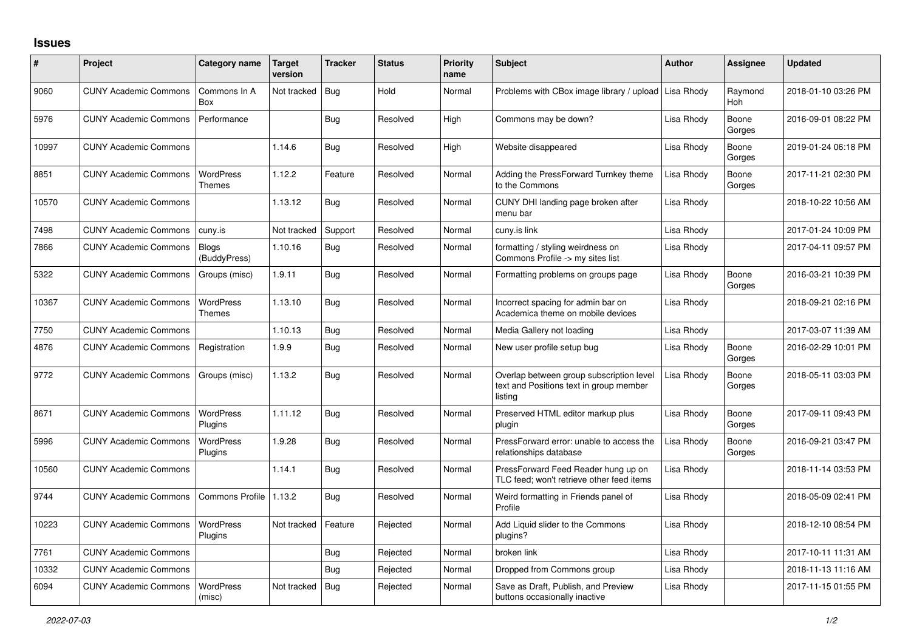# Issues

| # | Project | Category name | Target version | Tracker | Status | Priority name | Subject | Author | Assignee | Updated |
|---|---|---|---|---|---|---|---|---|---|---|
| 9060 | CUNY Academic Commons | Commons In A Box | Not tracked | Bug | Hold | Normal | Problems with CBox image library / upload | Lisa Rhody | Raymond Hoh | 2018-01-10 03:26 PM |
| 5976 | CUNY Academic Commons | Performance | | Bug | Resolved | High | Commons may be down? | Lisa Rhody | Boone Gorges | 2016-09-01 08:22 PM |
| 10997 | CUNY Academic Commons | | 1.14.6 | Bug | Resolved | High | Website disappeared | Lisa Rhody | Boone Gorges | 2019-01-24 06:18 PM |
| 8851 | CUNY Academic Commons | WordPress Themes | 1.12.2 | Feature | Resolved | Normal | Adding the PressForward Turnkey theme to the Commons | Lisa Rhody | Boone Gorges | 2017-11-21 02:30 PM |
| 10570 | CUNY Academic Commons | | 1.13.12 | Bug | Resolved | Normal | CUNY DHI landing page broken after menu bar | Lisa Rhody | | 2018-10-22 10:56 AM |
| 7498 | CUNY Academic Commons | cuny.is | Not tracked | Support | Resolved | Normal | cuny.is link | Lisa Rhody | | 2017-01-24 10:09 PM |
| 7866 | CUNY Academic Commons | Blogs (BuddyPress) | 1.10.16 | Bug | Resolved | Normal | formatting / styling weirdness on Commons Profile -> my sites list | Lisa Rhody | | 2017-04-11 09:57 PM |
| 5322 | CUNY Academic Commons | Groups (misc) | 1.9.11 | Bug | Resolved | Normal | Formatting problems on groups page | Lisa Rhody | Boone Gorges | 2016-03-21 10:39 PM |
| 10367 | CUNY Academic Commons | WordPress Themes | 1.13.10 | Bug | Resolved | Normal | Incorrect spacing for admin bar on Academica theme on mobile devices | Lisa Rhody | | 2018-09-21 02:16 PM |
| 7750 | CUNY Academic Commons | | 1.10.13 | Bug | Resolved | Normal | Media Gallery not loading | Lisa Rhody | | 2017-03-07 11:39 AM |
| 4876 | CUNY Academic Commons | Registration | 1.9.9 | Bug | Resolved | Normal | New user profile setup bug | Lisa Rhody | Boone Gorges | 2016-02-29 10:01 PM |
| 9772 | CUNY Academic Commons | Groups (misc) | 1.13.2 | Bug | Resolved | Normal | Overlap between group subscription level text and Positions text in group member listing | Lisa Rhody | Boone Gorges | 2018-05-11 03:03 PM |
| 8671 | CUNY Academic Commons | WordPress Plugins | 1.11.12 | Bug | Resolved | Normal | Preserved HTML editor markup plus plugin | Lisa Rhody | Boone Gorges | 2017-09-11 09:43 PM |
| 5996 | CUNY Academic Commons | WordPress Plugins | 1.9.28 | Bug | Resolved | Normal | PressForward error: unable to access the relationships database | Lisa Rhody | Boone Gorges | 2016-09-21 03:47 PM |
| 10560 | CUNY Academic Commons | | 1.14.1 | Bug | Resolved | Normal | PressForward Feed Reader hung up on TLC feed; won't retrieve other feed items | Lisa Rhody | | 2018-11-14 03:53 PM |
| 9744 | CUNY Academic Commons | Commons Profile | 1.13.2 | Bug | Resolved | Normal | Weird formatting in Friends panel of Profile | Lisa Rhody | | 2018-05-09 02:41 PM |
| 10223 | CUNY Academic Commons | WordPress Plugins | Not tracked | Feature | Rejected | Normal | Add Liquid slider to the Commons plugins? | Lisa Rhody | | 2018-12-10 08:54 PM |
| 7761 | CUNY Academic Commons | | | Bug | Rejected | Normal | broken link | Lisa Rhody | | 2017-10-11 11:31 AM |
| 10332 | CUNY Academic Commons | | | Bug | Rejected | Normal | Dropped from Commons group | Lisa Rhody | | 2018-11-13 11:16 AM |
| 6094 | CUNY Academic Commons | WordPress (misc) | Not tracked | Bug | Rejected | Normal | Save as Draft, Publish, and Preview buttons occasionally inactive | Lisa Rhody | | 2017-11-15 01:55 PM |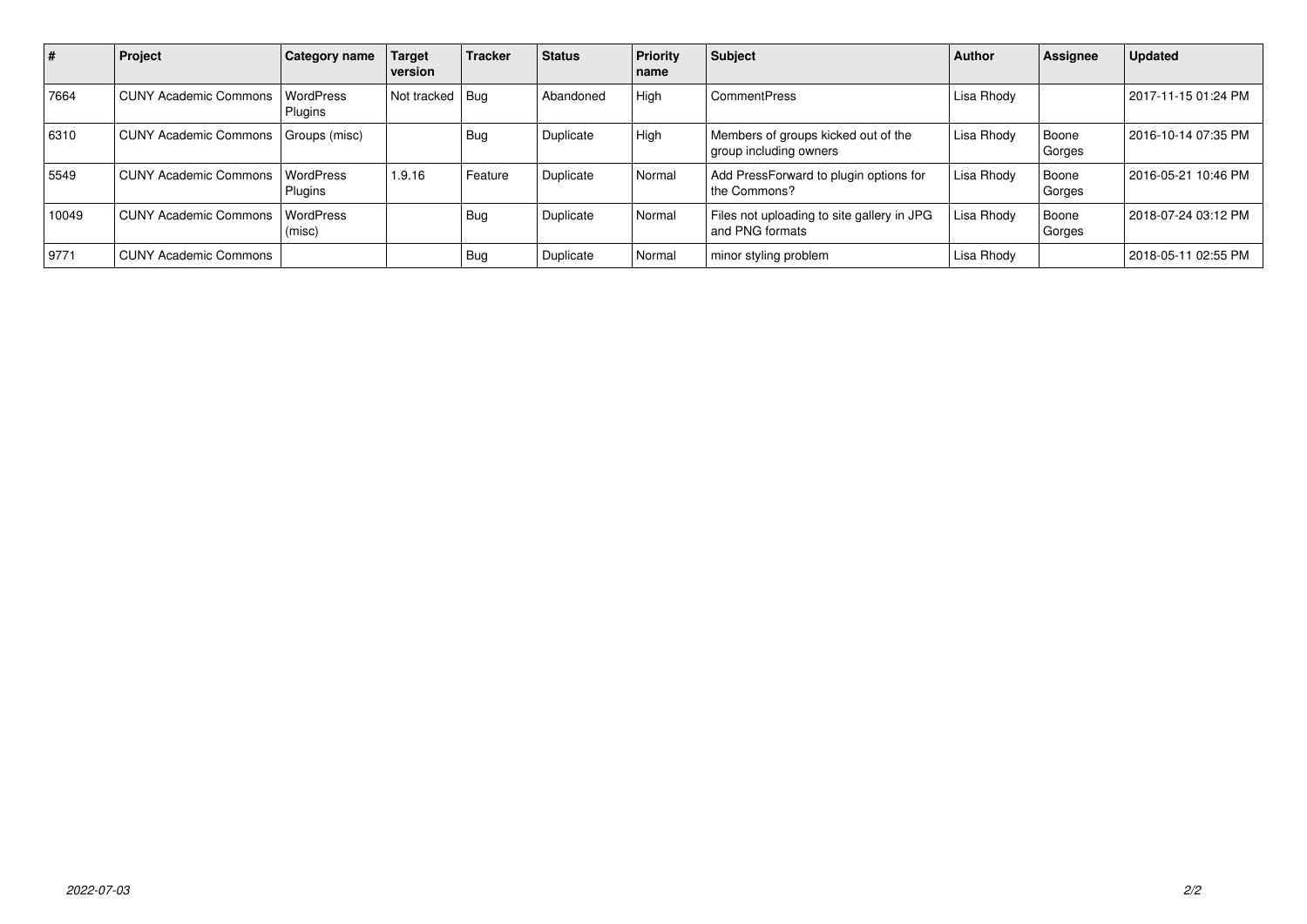| # | Project | Category name | Target version | Tracker | Status | Priority name | Subject | Author | Assignee | Updated |
|---|---|---|---|---|---|---|---|---|---|---|
| 7664 | CUNY Academic Commons | WordPress Plugins | Not tracked | Bug | Abandoned | High | CommentPress | Lisa Rhody | | 2017-11-15 01:24 PM |
| 6310 | CUNY Academic Commons | Groups (misc) | | Bug | Duplicate | High | Members of groups kicked out of the group including owners | Lisa Rhody | Boone Gorges | 2016-10-14 07:35 PM |
| 5549 | CUNY Academic Commons | WordPress Plugins | 1.9.16 | Feature | Duplicate | Normal | Add PressForward to plugin options for the Commons? | Lisa Rhody | Boone Gorges | 2016-05-21 10:46 PM |
| 10049 | CUNY Academic Commons | WordPress (misc) | | Bug | Duplicate | Normal | Files not uploading to site gallery in JPG and PNG formats | Lisa Rhody | Boone Gorges | 2018-07-24 03:12 PM |
| 9771 | CUNY Academic Commons | | | Bug | Duplicate | Normal | minor styling problem | Lisa Rhody | | 2018-05-11 02:55 PM |